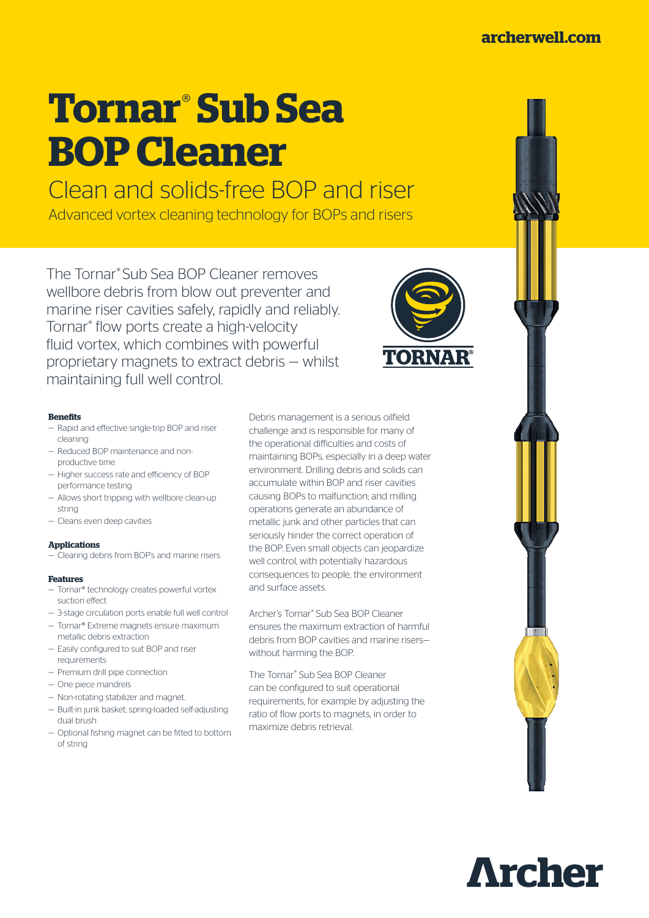archerwell.com

# Tornar® Sub Sea BOP Cleaner

## Clean and solids-free BOP and riser

### Advanced vortex cleaning technology for BOPs and risers

The Tornar® Sub Sea BOP Cleaner removes wellbore debris from blow out preventer and marine riser cavities safely, rapidly and reliably. Tornar® flow ports create a high-velocity fluid vortex, which combines with powerful proprietary magnets to extract debris – whilst maintaining full well control.

TORNAR®

**Benefits**

- Rapid and effective single-trip BOP and riser cleaning
- Reduced BOP maintenance and non-productive time
- Higher success rate and efficiency of BOP performance testing
- Allows short tripping with wellbore clean-up string
- Cleans even deep cavities

**Applications**

- Clearing debris from BOP's and marine risers

**Features**

- Tornar® technology creates powerful vortex suction effect
- 3-stage circulation ports enable full well control
- Tornar® Extreme magnets ensure maximum metallic debris extraction
- Easily configured to suit BOP and riser requirements
- Premium drill pipe connection
- One piece mandrels
- Non-rotating stabilizer and magnet.
- Built-in junk basket; spring-loaded self-adjusting dual brush
- Optional fishing magnet can be fitted to bottom of string

Debris management is a serious oilfield challenge and is responsible for many of the operational difficulties and costs of maintaining BOPs, especially in a deep water environment. Drilling debris and solids can accumulate within BOP and riser cavities causing BOPs to malfunction; and milling operations generate an abundance of metallic junk and other particles that can seriously hinder the correct operation of the BOP. Even small objects can jeopardize well control, with potentially hazardous consequences to people, the environment and surface assets.

Archer's Tornar® Sub Sea BOP Cleaner ensures the maximum extraction of harmful debris from BOP cavities and marine risers—without harming the BOP.

The Tornar® Sub Sea BOP Cleaner can be configured to suit operational requirements, for example by adjusting the ratio of flow ports to magnets, in order to maximize debris retrieval.

Archer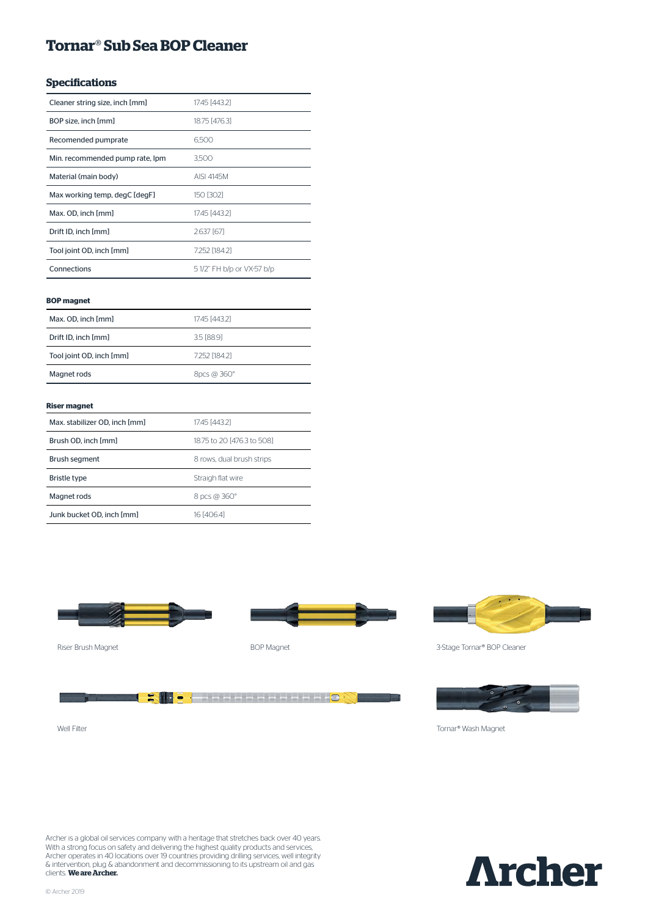# Tornar® Sub Sea BOP Cleaner

## Specifications

| | |
|---|---|
| Cleaner string size, inch [mm] | 17.45 [443.2] |
| BOP size, inch [mm] | 18.75 [476.3] |
| Recomended pumprate | 6,500 |
| Min. recommended pump rate, lpm | 3,500 |
| Material (main body) | AISI 4145M |
| Max working temp, degC [degF] | 150 [302] |
| Max. OD, inch [mm] | 17.45 [443.2] |
| Drift ID, inch [mm] | 2.637 [67] |
| Tool joint OD, inch [mm] | 7.252 [184.2] |
| Connections | 5 1/2" FH b/p or VX-57 b/p |

### BOP magnet

| | |
|---|---|
| Max. OD, inch [mm] | 17.45 [443.2] |
| Drift ID, inch [mm] | 3.5 [88.9] |
| Tool joint OD, inch [mm] | 7.252 [184.2] |
| Magnet rods | 8pcs @ 360° |

### Riser magnet

| | |
|---|---|
| Max. stabilizer OD, inch [mm] | 17.45 [443.2] |
| Brush OD, inch [mm] | 18.75 to 20 [476.3 to 508] |
| Brush segment | 8 rows, dual brush strips |
| Bristle type | Straigh flat wire |
| Magnet rods | 8 pcs @ 360° |
| Junk bucket OD, inch [mm] | 16 [406.4] |

Riser Brush Magnet

BOP Magnet

3-Stage Tornar® BOP Cleaner

Well Filter

Tornar® Wash Magnet

Archer is a global oil services company with a heritage that stretches back over 40 years. With a strong focus on safety and delivering the highest quality products and services, Archer operates in 40 locations over 19 countries providing drilling services, well integrity & intervention, plug & abandonment and decommissioning to its upstream oil and gas clients. **We are Archer.**

Archer

© Archer 2019